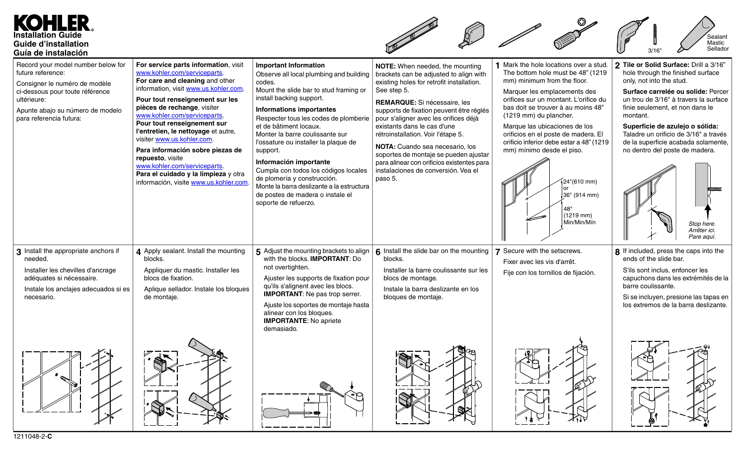# KOHLER

**Installation Guide**
**Guide d'installation**
**Guía de instalación**

3/16"

Sealant
Mastic
Sellador

Record your model number below for future reference:

Consigner le numéro de modèle ci-dessous pour toute référence ultérieure:

Apunte abajo su número de modelo para referencia futura:

**For service parts information**, visit www.kohler.com/serviceparts.
**For care and cleaning** and other information, visit www.us.kohler.com.

**Pour tout renseignement sur les pièces de rechange**, visiter www.kohler.com/serviceparts.
**Pour tout renseignement sur l'entretien, le nettoyage** et autre, visiter www.us.kohler.com.

**Para información sobre piezas de repuesto**, visite www.kohler.com/serviceparts.
**Para el cuidado y la limpieza** y otra información, visite www.us.kohler.com.

**Important Information**
Observe all local plumbing and building codes.
Mount the slide bar to stud framing or install backing support.

**Informations importantes**
Respecter tous les codes de plomberie et de bâtiment locaux.
Monter la barre coulissante sur l'ossature ou installer la plaque de support.

**Información importante**
Cumpla con todos los códigos locales de plomería y construcción.
Monte la barra deslizante a la estructura de postes de madera o instale el soporte de refuerzo.

**NOTE:** When needed, the mounting brackets can be adjusted to align with existing holes for retrofit installation. See step 5.

**REMARQUE:** Si nécessaire, les supports de fixation peuvent être réglés pour s'aligner avec les orifices déjà existants dans le cas d'une rétroinstallation. Voir l'étape 5.

**NOTA:** Cuando sea necesario, los soportes de montaje se pueden ajustar para alinear con orificios existentes para instalaciones de conversión. Vea el paso 5.

**1** Mark the hole locations over a stud. The bottom hole must be 48" (1219 mm) minimum from the floor.

Marquer les emplacements des orifices sur un montant. L'orifice du bas doit se trouver à au moins 48" (1219 mm) du plancher.

Marque las ubicaciones de los orificios en el poste de madera. El orificio inferior debe estar a 48" (1219 mm) mínimo desde el piso.

24"(610 mm) or 36" (914 mm)

48" (1219 mm) Min/Min/Mín

**2** **Tile or Solid Surface:** Drill a 3/16" hole through the finished surface only, not into the stud.

**Surface carrelée ou solide:** Percer un trou de 3/16" à travers la surface finie seulement, et non dans le montant.

**Superficie de azulejo o sólida:** Taladre un orificio de 3/16" a través de la superficie acabada solamente, no dentro del poste de madera.

*Stop here.*
*Arrêter ici.*
*Pare aquí.*

**3** Install the appropriate anchors if needed.

Installer les chevilles d'ancrage adéquates si nécessaire.

Instale los anclajes adecuados si es necesario.

**4** Apply sealant. Install the mounting blocks.

Appliquer du mastic. Installer les blocs de fixation.

Aplique sellador. Instale los bloques de montaje.

**5** Adjust the mounting brackets to align with the blocks. **IMPORTANT**: Do not overtighten.

Ajuster les supports de fixation pour qu'ils s'alignent avec les blocs. **IMPORTANT**: Ne pas trop serrer.

Ajuste los soportes de montaje hasta alinear con los bloques. **IMPORTANTE**: No apriete demasiado.

**6** Install the slide bar on the mounting blocks.

Installer la barre coulissante sur les blocs de montage.

Instale la barra deslizante en los bloques de montaje.

**7** Secure with the setscrews.

Fixer avec les vis d'arrêt.

Fije con los tornillos de fijación.

**8** If included, press the caps into the ends of the slide bar.

S'ils sont inclus, enfoncer les capuchons dans les extrémités de la barre coulissante.

Si se incluyen, presione las tapas en los extremos de la barra deslizante.

1211048-2-**C**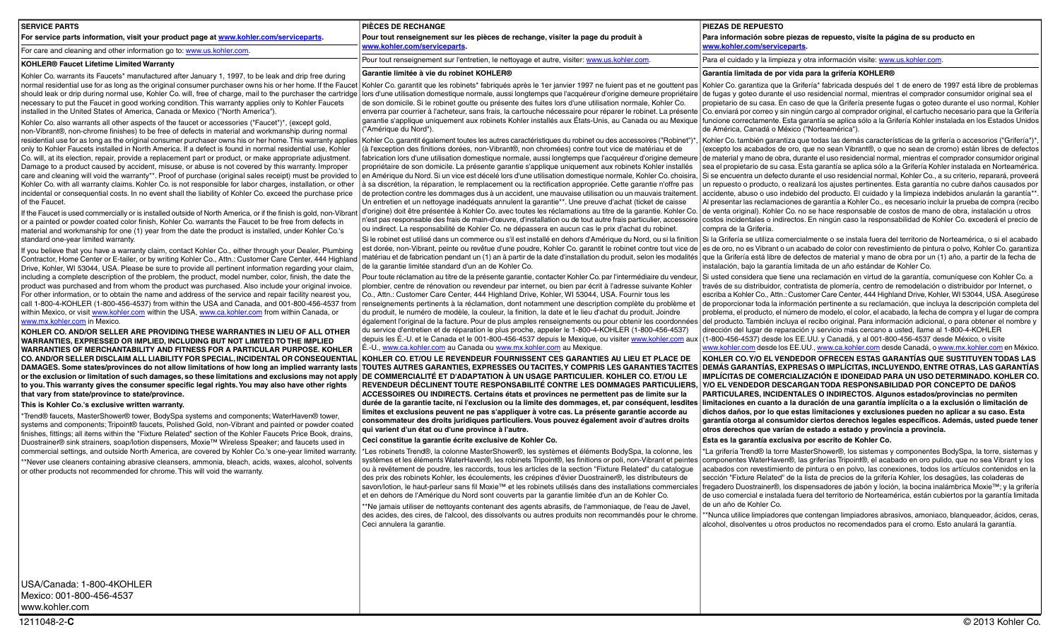## SERVICE PARTS

**For service parts information, visit your product page at www.kohler.com/serviceparts.**

For care and cleaning and other information go to: www.us.kohler.com.

### KOHLER® Faucet Lifetime Limited Warranty

Kohler Co. warrants its Faucets* manufactured after January 1, 1997, to be leak and drip free during normal residential use for as long as the original consumer purchaser owns his or her home. If the Faucet should leak or drip during normal use, Kohler Co. will, free of charge, mail to the purchaser the cartridge necessary to put the Faucet in good working condition. This warranty applies only to Kohler Faucets installed in the United States of America, Canada or Mexico ("North America").

Kohler Co. also warrants all other aspects of the faucet or accessories ("Faucet")*, (except gold, non-Vibrant®, non-chrome finishes) to be free of defects in material and workmanship during normal residential use for as long as the original consumer purchaser owns his or her home. This warranty applies only to Kohler Faucets installed in North America. If a defect is found in normal residential use, Kohler Co. will, at its election, repair, provide a replacement part or product, or make appropriate adjustment. Damage to a product caused by accident, misuse, or abuse is not covered by this warranty. Improper care and cleaning will void the warranty**. Proof of purchase (original sales receipt) must be provided to Kohler Co. with all warranty claims. Kohler Co. is not responsible for labor charges, installation, or other incidental or consequential costs. In no event shall the liability of Kohler Co. exceed the purchase price of the Faucet.

If the Faucet is used commercially or is installed outside of North America, or if the finish is gold, non-Vibrant or a painted or powder coated color finish, Kohler Co. warrants the Faucet to be free from defects in material and workmanship for one (1) year from the date the product is installed, under Kohler Co.'s standard one-year limited warranty.

If you believe that you have a warranty claim, contact Kohler Co., either through your Dealer, Plumbing Contractor, Home Center or E-tailer, or by writing Kohler Co., Attn.: Customer Care Center, 444 Highland Drive, Kohler, WI 53044, USA. Please be sure to provide all pertinent information regarding your claim, including a complete description of the problem, the product, model number, color, finish, the date the product was purchased and from whom the product was purchased. Also include your original invoice. For other information, or to obtain the name and address of the service and repair facility nearest you, call 1-800-4-KOHLER (1-800-456-4537) from within the USA and Canada, and 001-800-456-4537 from within Mexico, or visit www.kohler.com within the USA, www.ca.kohler.com from within Canada, or www.mx.kohler.com in Mexico.

**KOHLER CO. AND/OR SELLER ARE PROVIDING THESE WARRANTIES IN LIEU OF ALL OTHER WARRANTIES, EXPRESSED OR IMPLIED, INCLUDING BUT NOT LIMITED TO THE IMPLIED WARRANTIES OF MERCHANTABILITY AND FITNESS FOR A PARTICULAR PURPOSE. KOHLER CO. AND/OR SELLER DISCLAIM ALL LIABILITY FOR SPECIAL, INCIDENTAL OR CONSEQUENTIAL DAMAGES. Some states/provinces do not allow limitations of how long an implied warranty lasts or the exclusion or limitation of such damages, so these limitations and exclusions may not apply to you. This warranty gives the consumer specific legal rights. You may also have other rights that vary from state/province to state/province.**

**This is Kohler Co.'s exclusive written warranty.**

*Trend® faucets, MasterShower® tower, BodySpa systems and components; WaterHaven® tower, systems and components; Tripoint® faucets, Polished Gold, non-Vibrant and painted or powder coated finishes, fittings; all items within the "Fixture Related" section of the Kohler Faucets Price Book, drains, Duostrainer® sink strainers, soap/lotion dispensers, Moxie™ Wireless Speaker; and faucets used in commercial settings, and outside North America, are covered by Kohler Co.'s one-year limited warranty.

**Never use cleaners containing abrasive cleansers, ammonia, bleach, acids, waxes, alcohol, solvents or other products not recommended for chrome. This will void the warranty.

USA/Canada: 1-800-4KOHLER
Mexico: 001-800-456-4537
www.kohler.com

## PIÈCES DE RECHANGE

**Pour tout renseignement sur les pièces de rechange, visiter la page du produit à www.kohler.com/serviceparts.**

Pour tout renseignement sur l'entretien, le nettoyage et autre, visiter: www.us.kohler.com.

### Garantie limitée à vie du robinet KOHLER®

Kohler Co. garantit que les robinets* fabriqués après le 1er janvier 1997 ne fuient pas et ne gouttent pas lors d'une utilisation domestique normale, aussi longtemps que l'acquéreur d'origine demeure propriétaire de son domicile. Si le robinet goutte ou présente des fuites lors d'une utilisation normale, Kohler Co. enverra par courrier à l'acheteur, sans frais, la cartouche nécessaire pour réparer le robinet. La présente garantie s'applique uniquement aux robinets Kohler installés aux États-Unis, au Canada ou au Mexique ("Amérique du Nord").

Kohler Co. garantit également toutes les autres caractéristiques du robinet ou des accessoires ("Robinet")*, (à l'exception des finitions dorées, non-Vibrant®, non chromées) contre tout vice de matériau et de fabrication lors d'une utilisation domestique normale, aussi longtemps que l'acquéreur d'origine demeure propriétaire de son domicile. La présente garantie s'applique uniquement aux robinets Kohler installés en Amérique du Nord. Si un vice est décelé lors d'une utilisation domestique normale, Kohler Co. choisira, à sa discrétion, la réparation, le remplacement ou la rectification appropriée. Cette garantie n'offre pas de protection contre les dommages dus à un accident, une mauvaise utilisation ou un mauvais traitement. Un entretien et un nettoyage inadéquats annulent la garantie**. Une preuve d'achat (ticket de caisse d'origine) doit être présentée à Kohler Co. avec toutes les réclamations au titre de la garantie. Kohler Co. n'est pas responsable des frais de main-d'œuvre, d'installation ou de tout autre frais particulier, accessoire ou indirect. La responsabilité de Kohler Co. ne dépassera en aucun cas le prix d'achat du robinet.

Si le robinet est utilisé dans un commerce ou s'il est installé en dehors d'Amérique du Nord, ou si la finition est dorée, non-Vibrant, peinte ou revêtue d'une poudre, Kohler Co. garantit le robinet contre tout vice de matériau et de fabrication pendant un (1) an à partir de la date d'installation du produit, selon les modalités de la garantie limitée standard d'un an de Kohler Co.

Pour toute réclamation au titre de la présente garantie, contacter Kohler Co. par l'intermédiaire du vendeur, plombier, centre de rénovation ou revendeur par internet, ou bien par écrit à l'adresse suivante Kohler Co., Attn.: Customer Care Center, 444 Highland Drive, Kohler, WI 53044, USA. Fournir tous les renseignements pertinents à la réclamation, dont notamment une description complète du problème et du produit, le numéro de modèle, la couleur, la finition, la date et le lieu d'achat du produit. Joindre également l'original de la facture. Pour de plus amples renseignements ou pour obtenir les coordonnées du service d'entretien et de réparation le plus proche, appeler le 1-800-4-KOHLER (1-800-456-4537) depuis le É.-U. et le Canada et le 001-800-456-4537 depuis le Mexique, ou visiter www.kohler.com aux É.-U., www.ca.kohler.com au Canada ou www.mx.kohler.com au Mexique.

**KOHLER CO. ET/OU LE REVENDEUR FOURNISSENT CES GARANTIES AU LIEU ET PLACE DE TOUTES AUTRES GARANTIES, EXPRESSES OU TACITES, Y COMPRIS LES GARANTIES TACITES DE COMMERCIALITÉ ET D'ADAPTATION À UN USAGE PARTICULIER. KOHLER CO. ET/OU LE REVENDEUR DÉCLINENT TOUTE RESPONSABILITÉ CONTRE LES DOMMAGES PARTICULIERS, ACCESSOIRES OU INDIRECTS. Certains états et provinces ne permettent pas de limite sur la durée de la garantie tacite, ni l'exclusion ou la limite des dommages, et, par conséquent, lesdites limites et exclusions peuvent ne pas s'appliquer à votre cas. La présente garantie accorde au consommateur des droits juridiques particuliers. Vous pouvez également avoir d'autres droits qui varient d'un état ou d'une province à l'autre.**

**Ceci constitue la garantie écrite exclusive de Kohler Co.**

*Les robinets Trend®, la colonne MasterShower®, les systèmes et éléments BodySpa, la colonne, les systèmes et les éléments WaterHaven®, les robinets Tripoint®, les finitions or poli, non-Vibrant et peintes ou à revêtement de poudre, les raccords, tous les articles de la section "Fixture Related" du catalogue des prix des robinets Kohler, les écoulements, les crépines d'évier Duostrainer®, les distributeurs de savon/lotion, le haut-parleur sans fil Moxie™ et les robinets utilisés dans des installations commerciales et en dehors de l'Amérique du Nord sont couverts par la garantie limitée d'un an de Kohler Co.

**Ne jamais utiliser de nettoyants contenant des agents abrasifs, de l'ammoniaque, de l'eau de Javel, des acides, des cires, de l'alcool, des dissolvants ou autres produits non recommandés pour le chrome. Ceci annulera la garantie.

## PIEZAS DE REPUESTO

**Para información sobre piezas de repuesto, visite la página de su producto en www.kohler.com/serviceparts.**

Para el cuidado y la limpieza y otra información visite: www.us.kohler.com.

### Garantía limitada de por vida para la grifería KOHLER®

Kohler Co. garantiza que la Grifería* fabricada después del 1 de enero de 1997 está libre de problemas de fugas y goteo durante el uso residencial normal, mientras el comprador consumidor original sea el propietario de su casa. En caso de que la Grifería presente fugas o goteo durante el uso normal, Kohler Co. enviará por correo y sin ningún cargo al comprador original, el cartucho necesario para que la Grifería funcione correctamente. Esta garantía se aplica sólo a la Grifería Kohler instalada en los Estados Unidos de América, Canadá o México ("Norteamérica").

Kohler Co. también garantiza que todas las demás características de la grifería o accesorios ("Grifería")*, (excepto los acabados de oro, que no sean Vibrant®, o que no sean de cromo) están libres de defectos de material y mano de obra, durante el uso residencial normal, mientras el comprador consumidor original sea el propietario de su casa. Esta garantía se aplica sólo a la Grifería Kohler instalada en Norteamérica. Si se encuentra un defecto durante el uso residencial normal, Kohler Co., a su criterio, reparará, proveerá un repuesto o producto, o realizará los ajustes pertinentes. Esta garantía no cubre daños causados por accidente, abuso o uso indebido del producto. El cuidado y la limpieza indebidos anularán la garantía**. Al presentar las reclamaciones de garantía a Kohler Co., es necesario incluir la prueba de compra (recibo de venta original). Kohler Co. no se hace responsable de costos de mano de obra, instalación u otros costos incidentales o indirectos. En ningún caso la responsabilidad de Kohler Co. excederá el precio de compra de la Grifería.

Si la Grifería se utiliza comercialmente o se instala fuera del territorio de Norteamérica, o si el acabado es de oro, no es Vibrant o un acabado de color con revestimiento de pintura o polvo, Kohler Co. garantiza que la Grifería está libre de defectos de material y mano de obra por un (1) año, a partir de la fecha de instalación, bajo la garantía limitada de un año estándar de Kohler Co.

Si usted considera que tiene una reclamación en virtud de la garantía, comuníquese con Kohler Co. a través de su distribuidor, contratista de plomería, centro de remodelación o distribuidor por Internet, o escriba a Kohler Co., Attn.: Customer Care Center, 444 Highland Drive, Kohler, WI 53044, USA. Asegúrese de proporcionar toda la información pertinente a su reclamación, que incluya la descripción completa del problema, el producto, el número de modelo, el color, el acabado, la fecha de compra y el lugar de compra del producto. También incluya el recibo original. Para información adicional, o para obtener el nombre y dirección del lugar de reparación y servicio más cercano a usted, llame al 1-800-4-KOHLER (1-800-456-4537) desde los EE.UU. y Canadá, y al 001-800-456-4537 desde México, o visite www.kohler.com desde los EE.UU., www.ca.kohler.com desde Canadá, o www.mx.kohler.com en México.

**KOHLER CO. Y/O EL VENDEDOR OFRECEN ESTAS GARANTÍAS QUE SUSTITUYEN TODAS LAS DEMÁS GARANTÍAS, EXPRESAS O IMPLÍCITAS, INCLUYENDO, ENTRE OTRAS, LAS GARANTÍAS IMPLÍCITAS DE COMERCIALIZACIÓN E IDONEIDAD PARA UN USO DETERMINADO. KOHLER CO. Y/O EL VENDEDOR DESCARGAN TODA RESPONSABILIDAD POR CONCEPTO DE DAÑOS PARTICULARES, INCIDENTALES O INDIRECTOS. Algunos estados/provincias no permiten limitaciones en cuanto a la duración de una garantía implícita o a la exclusión o limitación de dichos daños, por lo que estas limitaciones y exclusiones pueden no aplicar a su caso. Esta garantía otorga al consumidor ciertos derechos legales específicos. Además, usted puede tener otros derechos que varían de estado a estado y provincia a provincia.**

**Esta es la garantía exclusiva por escrito de Kohler Co.**

*La grifería Trend® la torre MasterShower®, los sistemas y componentes BodySpa, la torre, sistemas y componentes WaterHaven®, las griferías Tripoint®, el acabado en oro pulido, que no sea Vibrant y los acabados con revestimiento de pintura o en polvo, las conexiones, todos los artículos contenidos en la sección "Fixture Related" de la lista de precios de la grifería Kohler, los desagües, las coladeras de fregadero Duostrainer®, los dispensadores de jabón y loción, la bocina inalámbrica Moxie™; y la grifería de uso comercial e instalada fuera del territorio de Norteamérica, están cubiertos por la garantía limitada de un año de Kohler Co.

**Nunca utilice limpiadores que contengan limpiadores abrasivos, amoniaco, blanqueador, ácidos, ceras, alcohol, disolventes u otros productos no recomendados para el cromo. Esto anulará la garantía.

1211048-2-**C**

© 2013 Kohler Co.